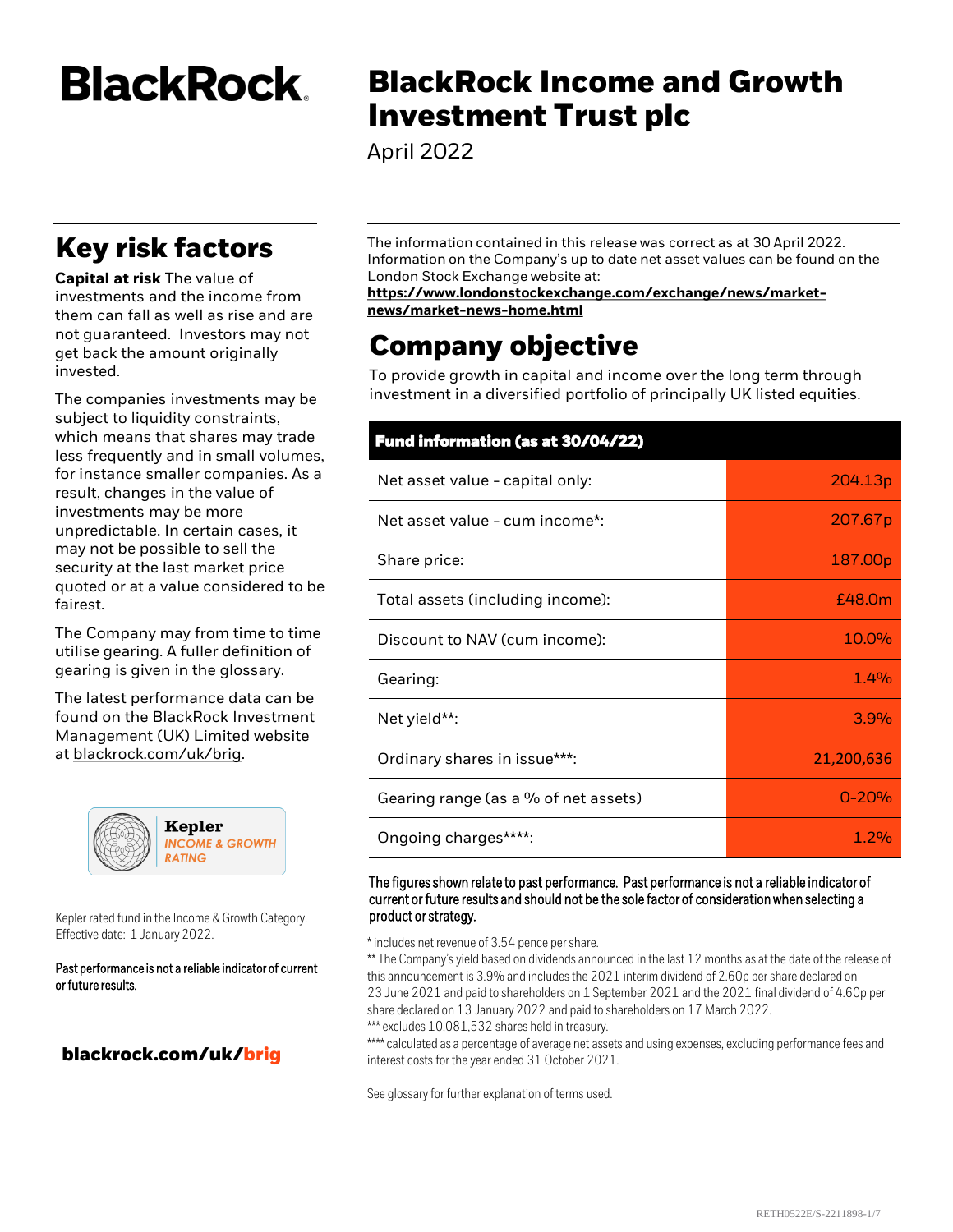# BlackRock Income and Growth Investment Trust plc

April 2022

## Key risk factors

**Capital at risk** The value of investments and the income from them can fall as well as rise and are not guaranteed. Investors may not get back the amount originally invested.

The companies investments may be subject to liquidity constraints, which means that shares may trade less frequently and in small volumes, for instance smaller companies. As a result, changes in the value of investments may be more unpredictable. In certain cases, it may not be possible to sell the security at the last market price quoted or at a value considered to be fairest.

The Company may from time to time utilise gearing. A fuller definition of gearing is given in the glossary.

The latest performance data can be found on the BlackRock Investment Management (UK) Limited website at blackrock.com/uk/brig.

Kepler INCOME & GROWTH RATING

Kepler rated fund in the Income & Growth Category. Effective date: 1 January 2022.

Past performance is not a reliable indicator of current or future results.

**blackrock.com/uk/brig**

The information contained in this release was correct as at 30 April 2022. Information on the Company's up to date net asset values can be found on the London Stock Exchange website at:
**https://www.londonstockexchange.com/exchange/news/market-news/market-news-home.html**

## Company objective

To provide growth in capital and income over the long term through investment in a diversified portfolio of principally UK listed equities.

| Fund information (as at 30/04/22) | |
|---|---|
| Net asset value - capital only: | 204.13p |
| Net asset value - cum income*: | 207.67p |
| Share price: | 187.00p |
| Total assets (including income): | £48.0m |
| Discount to NAV (cum income): | 10.0% |
| Gearing: | 1.4% |
| Net yield**: | 3.9% |
| Ordinary shares in issue***: | 21,200,636 |
| Gearing range (as a % of net assets) | 0-20% |
| Ongoing charges****: | 1.2% |

**The figures shown relate to past performance. Past performance is not a reliable indicator of current or future results and should not be the sole factor of consideration when selecting a product or strategy.**

* includes net revenue of 3.54 pence per share.
** The Company's yield based on dividends announced in the last 12 months as at the date of the release of this announcement is 3.9% and includes the 2021 interim dividend of 2.60p per share declared on 23 June 2021 and paid to shareholders on 1 September 2021 and the 2021 final dividend of 4.60p per share declared on 13 January 2022 and paid to shareholders on 17 March 2022.
*** excludes 10,081,532 shares held in treasury.
**** calculated as a percentage of average net assets and using expenses, excluding performance fees and interest costs for the year ended 31 October 2021.

See glossary for further explanation of terms used.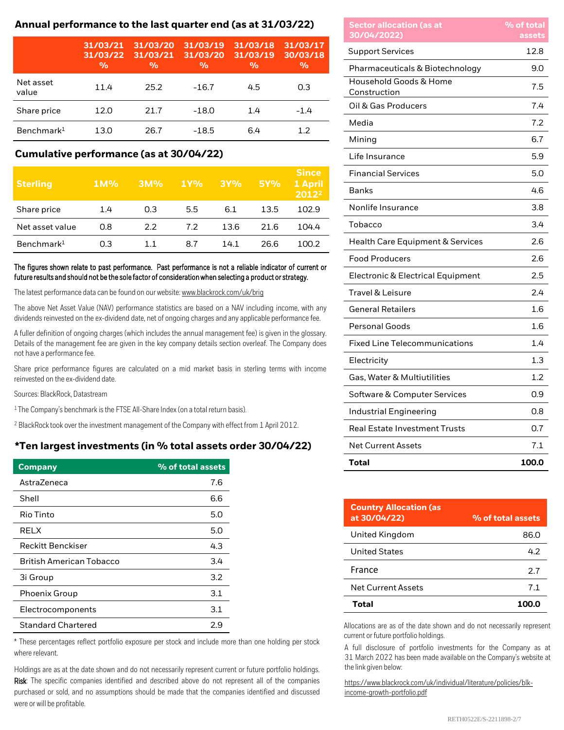## Annual performance to the last quarter end (as at 31/03/22)

| | 31/03/21 31/03/22 % | 31/03/20 31/03/21 % | 31/03/19 31/03/20 % | 31/03/18 31/03/19 % | 31/03/17 30/03/18 % |
|---|---|---|---|---|---|
| Net asset value | 11.4 | 25.2 | -16.7 | 4.5 | 0.3 |
| Share price | 12.0 | 21.7 | -18.0 | 1.4 | -1.4 |
| Benchmark[1] | 13.0 | 26.7 | -18.5 | 6.4 | 1.2 |

## Cumulative performance (as at 30/04/22)

| Sterling | 1M% | 3M% | 1Y% | 3Y% | 5Y% | Since 1 April 2012[2] |
|---|---|---|---|---|---|---|
| Share price | 1.4 | 0.3 | 5.5 | 6.1 | 13.5 | 102.9 |
| Net asset value | 0.8 | 2.2 | 7.2 | 13.6 | 21.6 | 104.4 |
| Benchmark[1] | 0.3 | 1.1 | 8.7 | 14.1 | 26.6 | 100.2 |

**The figures shown relate to past performance. Past performance is not a reliable indicator of current or future results and should not be the sole factor of consideration when selecting a product or strategy.**

The latest performance data can be found on our website: www.blackrock.com/uk/brig

The above Net Asset Value (NAV) performance statistics are based on a NAV including income, with any dividends reinvested on the ex-dividend date, net of ongoing charges and any applicable performance fee.

A fuller definition of ongoing charges (which includes the annual management fee) is given in the glossary. Details of the management fee are given in the key company details section overleaf. The Company does not have a performance fee.

Share price performance figures are calculated on a mid market basis in sterling terms with income reinvested on the ex-dividend date.

Sources: BlackRock, Datastream

[1] The Company's benchmark is the FTSE All-Share Index (on a total return basis).

[2] BlackRock took over the investment management of the Company with effect from 1 April 2012.

## *Ten largest investments (in % total assets order 30/04/22)

| Company | % of total assets |
|---|---|
| AstraZeneca | 7.6 |
| Shell | 6.6 |
| Rio Tinto | 5.0 |
| RELX | 5.0 |
| Reckitt Benckiser | 4.3 |
| British American Tobacco | 3.4 |
| 3i Group | 3.2 |
| Phoenix Group | 3.1 |
| Electrocomponents | 3.1 |
| Standard Chartered | 2.9 |

* These percentages reflect portfolio exposure per stock and include more than one holding per stock where relevant.

Holdings are as at the date shown and do not necessarily represent current or future portfolio holdings. **Risk**: The specific companies identified and described above do not represent all of the companies purchased or sold, and no assumptions should be made that the companies identified and discussed were or will be profitable.

| Sector allocation (as at 30/04/2022) | % of total assets |
|---|---|
| Support Services | 12.8 |
| Pharmaceuticals & Biotechnology | 9.0 |
| Household Goods & Home Construction | 7.5 |
| Oil & Gas Producers | 7.4 |
| Media | 7.2 |
| Mining | 6.7 |
| Life Insurance | 5.9 |
| Financial Services | 5.0 |
| Banks | 4.6 |
| Nonlife Insurance | 3.8 |
| Tobacco | 3.4 |
| Health Care Equipment & Services | 2.6 |
| Food Producers | 2.6 |
| Electronic & Electrical Equipment | 2.5 |
| Travel & Leisure | 2.4 |
| General Retailers | 1.6 |
| Personal Goods | 1.6 |
| Fixed Line Telecommunications | 1.4 |
| Electricity | 1.3 |
| Gas, Water & Multiutilities | 1.2 |
| Software & Computer Services | 0.9 |
| Industrial Engineering | 0.8 |
| Real Estate Investment Trusts | 0.7 |
| Net Current Assets | 7.1 |
| **Total** | **100.0** |

| Country Allocation (as at 30/04/22) | % of total assets |
|---|---|
| United Kingdom | 86.0 |
| United States | 4.2 |
| France | 2.7 |
| Net Current Assets | 7.1 |
| **Total** | **100.0** |

Allocations are as of the date shown and do not necessarily represent current or future portfolio holdings.

A full disclosure of portfolio investments for the Company as at 31 March 2022 has been made available on the Company's website at the link given below:

https://www.blackrock.com/uk/individual/literature/policies/blk-income-growth-portfolio.pdf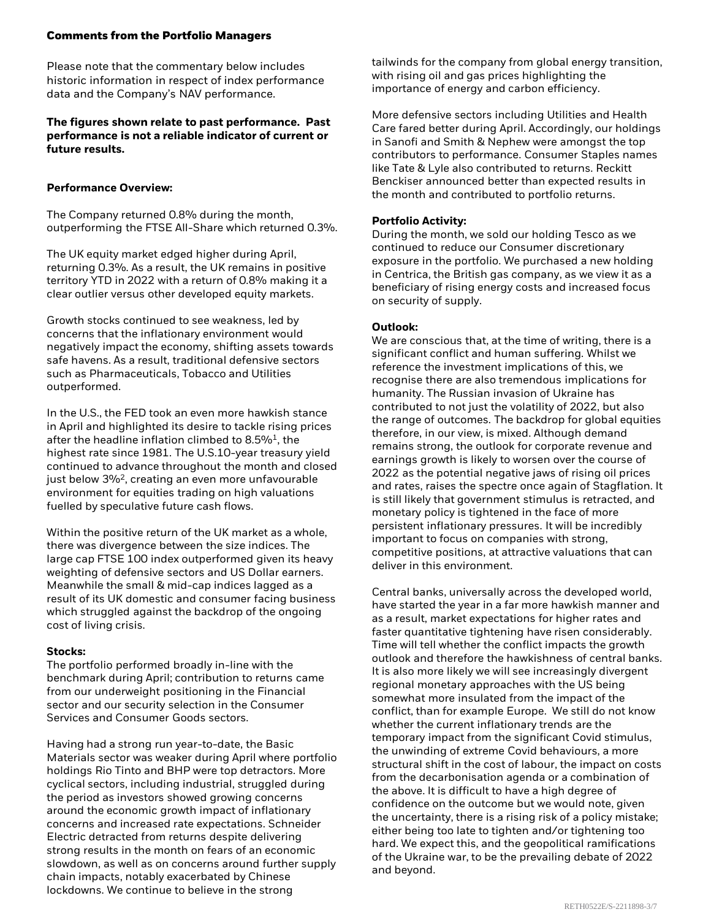## Comments from the Portfolio Managers

Please note that the commentary below includes historic information in respect of index performance data and the Company's NAV performance.

**The figures shown relate to past performance. Past performance is not a reliable indicator of current or future results.**

### Performance Overview:

The Company returned 0.8% during the month, outperforming the FTSE All-Share which returned 0.3%.

The UK equity market edged higher during April, returning 0.3%. As a result, the UK remains in positive territory YTD in 2022 with a return of 0.8% making it a clear outlier versus other developed equity markets.

Growth stocks continued to see weakness, led by concerns that the inflationary environment would negatively impact the economy, shifting assets towards safe havens. As a result, traditional defensive sectors such as Pharmaceuticals, Tobacco and Utilities outperformed.

In the U.S., the FED took an even more hawkish stance in April and highlighted its desire to tackle rising prices after the headline inflation climbed to 8.5%[1], the highest rate since 1981. The U.S.10-year treasury yield continued to advance throughout the month and closed just below 3%[2], creating an even more unfavourable environment for equities trading on high valuations fuelled by speculative future cash flows.

Within the positive return of the UK market as a whole, there was divergence between the size indices. The large cap FTSE 100 index outperformed given its heavy weighting of defensive sectors and US Dollar earners. Meanwhile the small & mid-cap indices lagged as a result of its UK domestic and consumer facing business which struggled against the backdrop of the ongoing cost of living crisis.

### Stocks:

The portfolio performed broadly in-line with the benchmark during April; contribution to returns came from our underweight positioning in the Financial sector and our security selection in the Consumer Services and Consumer Goods sectors.

Having had a strong run year-to-date, the Basic Materials sector was weaker during April where portfolio holdings Rio Tinto and BHP were top detractors. More cyclical sectors, including industrial, struggled during the period as investors showed growing concerns around the economic growth impact of inflationary concerns and increased rate expectations. Schneider Electric detracted from returns despite delivering strong results in the month on fears of an economic slowdown, as well as on concerns around further supply chain impacts, notably exacerbated by Chinese lockdowns. We continue to believe in the strong tailwinds for the company from global energy transition, with rising oil and gas prices highlighting the importance of energy and carbon efficiency.

More defensive sectors including Utilities and Health Care fared better during April. Accordingly, our holdings in Sanofi and Smith & Nephew were amongst the top contributors to performance. Consumer Staples names like Tate & Lyle also contributed to returns. Reckitt Benckiser announced better than expected results in the month and contributed to portfolio returns.

### Portfolio Activity:

During the month, we sold our holding Tesco as we continued to reduce our Consumer discretionary exposure in the portfolio. We purchased a new holding in Centrica, the British gas company, as we view it as a beneficiary of rising energy costs and increased focus on security of supply.

### Outlook:

We are conscious that, at the time of writing, there is a significant conflict and human suffering. Whilst we reference the investment implications of this, we recognise there are also tremendous implications for humanity. The Russian invasion of Ukraine has contributed to not just the volatility of 2022, but also the range of outcomes. The backdrop for global equities therefore, in our view, is mixed. Although demand remains strong, the outlook for corporate revenue and earnings growth is likely to worsen over the course of 2022 as the potential negative jaws of rising oil prices and rates, raises the spectre once again of Stagflation. It is still likely that government stimulus is retracted, and monetary policy is tightened in the face of more persistent inflationary pressures. It will be incredibly important to focus on companies with strong, competitive positions, at attractive valuations that can deliver in this environment.

Central banks, universally across the developed world, have started the year in a far more hawkish manner and as a result, market expectations for higher rates and faster quantitative tightening have risen considerably. Time will tell whether the conflict impacts the growth outlook and therefore the hawkishness of central banks. It is also more likely we will see increasingly divergent regional monetary approaches with the US being somewhat more insulated from the impact of the conflict, than for example Europe. We still do not know whether the current inflationary trends are the temporary impact from the significant Covid stimulus, the unwinding of extreme Covid behaviours, a more structural shift in the cost of labour, the impact on costs from the decarbonisation agenda or a combination of the above. It is difficult to have a high degree of confidence on the outcome but we would note, given the uncertainty, there is a rising risk of a policy mistake; either being too late to tighten and/or tightening too hard. We expect this, and the geopolitical ramifications of the Ukraine war, to be the prevailing debate of 2022 and beyond.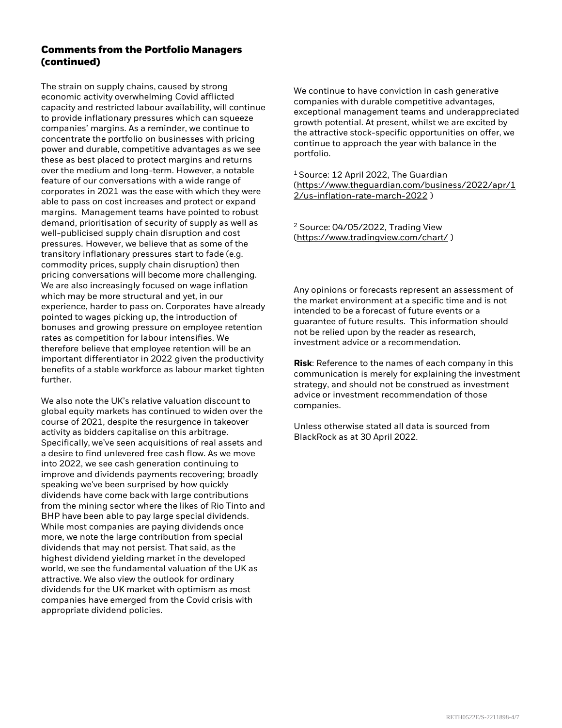## Comments from the Portfolio Managers (continued)

The strain on supply chains, caused by strong economic activity overwhelming Covid afflicted capacity and restricted labour availability, will continue to provide inflationary pressures which can squeeze companies' margins. As a reminder, we continue to concentrate the portfolio on businesses with pricing power and durable, competitive advantages as we see these as best placed to protect margins and returns over the medium and long-term. However, a notable feature of our conversations with a wide range of corporates in 2021 was the ease with which they were able to pass on cost increases and protect or expand margins. Management teams have pointed to robust demand, prioritisation of security of supply as well as well-publicised supply chain disruption and cost pressures. However, we believe that as some of the transitory inflationary pressures start to fade (e.g. commodity prices, supply chain disruption) then pricing conversations will become more challenging. We are also increasingly focused on wage inflation which may be more structural and yet, in our experience, harder to pass on. Corporates have already pointed to wages picking up, the introduction of bonuses and growing pressure on employee retention rates as competition for labour intensifies. We therefore believe that employee retention will be an important differentiator in 2022 given the productivity benefits of a stable workforce as labour market tighten further.

We also note the UK's relative valuation discount to global equity markets has continued to widen over the course of 2021, despite the resurgence in takeover activity as bidders capitalise on this arbitrage. Specifically, we've seen acquisitions of real assets and a desire to find unlevered free cash flow. As we move into 2022, we see cash generation continuing to improve and dividends payments recovering; broadly speaking we've been surprised by how quickly dividends have come back with large contributions from the mining sector where the likes of Rio Tinto and BHP have been able to pay large special dividends. While most companies are paying dividends once more, we note the large contribution from special dividends that may not persist. That said, as the highest dividend yielding market in the developed world, we see the fundamental valuation of the UK as attractive. We also view the outlook for ordinary dividends for the UK market with optimism as most companies have emerged from the Covid crisis with appropriate dividend policies.

We continue to have conviction in cash generative companies with durable competitive advantages, exceptional management teams and underappreciated growth potential. At present, whilst we are excited by the attractive stock-specific opportunities on offer, we continue to approach the year with balance in the portfolio.

[1] Source: 12 April 2022, The Guardian (https://www.theguardian.com/business/2022/apr/12/us-inflation-rate-march-2022 )

[2] Source: 04/05/2022, Trading View (https://www.tradingview.com/chart/ )

Any opinions or forecasts represent an assessment of the market environment at a specific time and is not intended to be a forecast of future events or a guarantee of future results. This information should not be relied upon by the reader as research, investment advice or a recommendation.

**Risk**: Reference to the names of each company in this communication is merely for explaining the investment strategy, and should not be construed as investment advice or investment recommendation of those companies.

Unless otherwise stated all data is sourced from BlackRock as at 30 April 2022.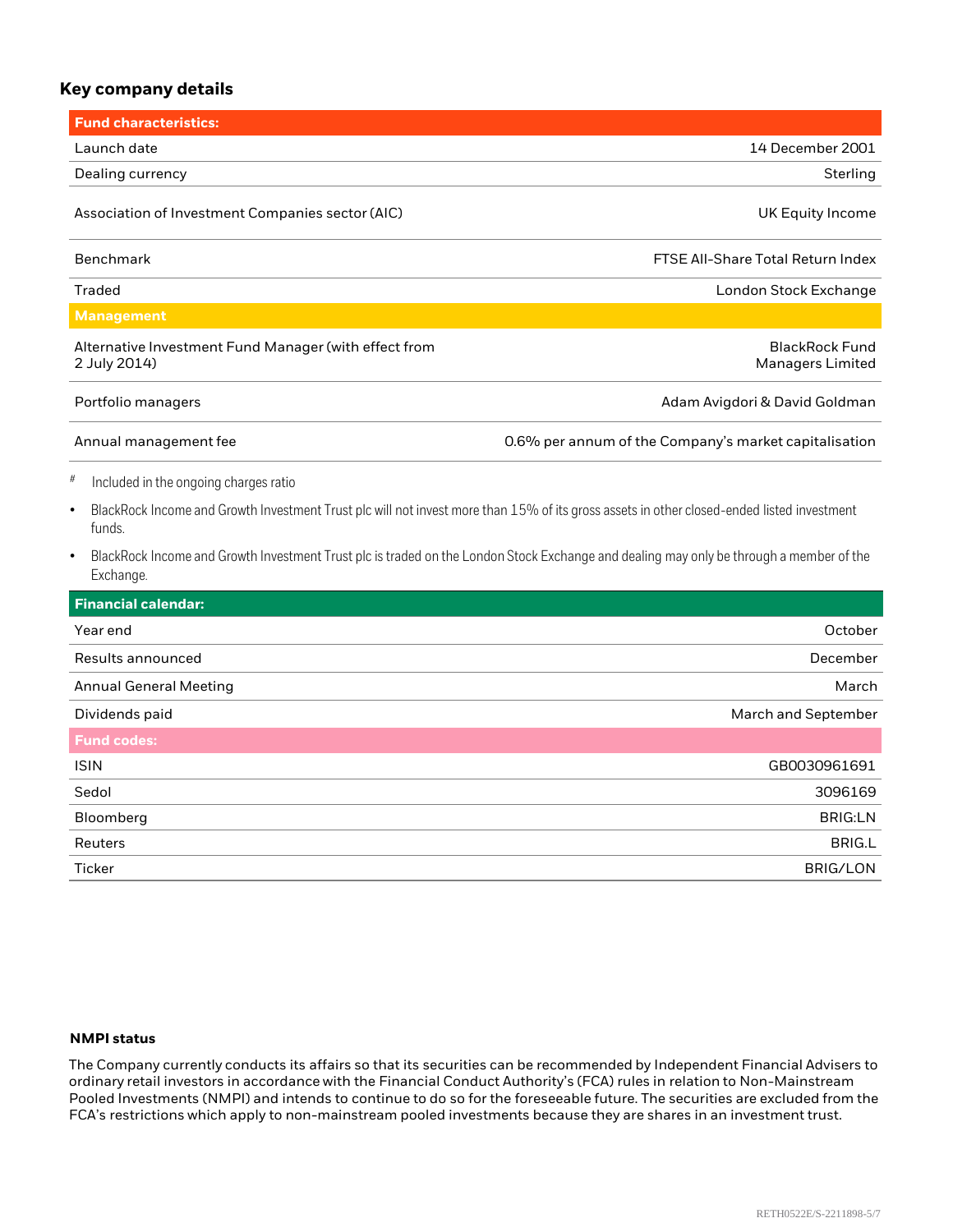## Key company details

| Fund characteristics: | |
|---|---|
| Launch date | 14 December 2001 |
| Dealing currency | Sterling |
| Association of Investment Companies sector (AIC) | UK Equity Income |
| Benchmark | FTSE All-Share Total Return Index |
| Traded | London Stock Exchange |
| **Management** | |
| Alternative Investment Fund Manager (with effect from 2 July 2014) | BlackRock Fund Managers Limited |
| Portfolio managers | Adam Avigdori & David Goldman |
| Annual management fee | 0.6% per annum of the Company's market capitalisation |

# Included in the ongoing charges ratio

- BlackRock Income and Growth Investment Trust plc will not invest more than 15% of its gross assets in other closed-ended listed investment funds.
- BlackRock Income and Growth Investment Trust plc is traded on the London Stock Exchange and dealing may only be through a member of the Exchange.

| Financial calendar: | |
|---|---|
| Year end | October |
| Results announced | December |
| Annual General Meeting | March |
| Dividends paid | March and September |
| **Fund codes:** | |
| ISIN | GB0030961691 |
| Sedol | 3096169 |
| Bloomberg | BRIG:LN |
| Reuters | BRIG.L |
| Ticker | BRIG/LON |

**NMPI status**

The Company currently conducts its affairs so that its securities can be recommended by Independent Financial Advisers to ordinary retail investors in accordance with the Financial Conduct Authority's (FCA) rules in relation to Non-Mainstream Pooled Investments (NMPI) and intends to continue to do so for the foreseeable future. The securities are excluded from the FCA's restrictions which apply to non-mainstream pooled investments because they are shares in an investment trust.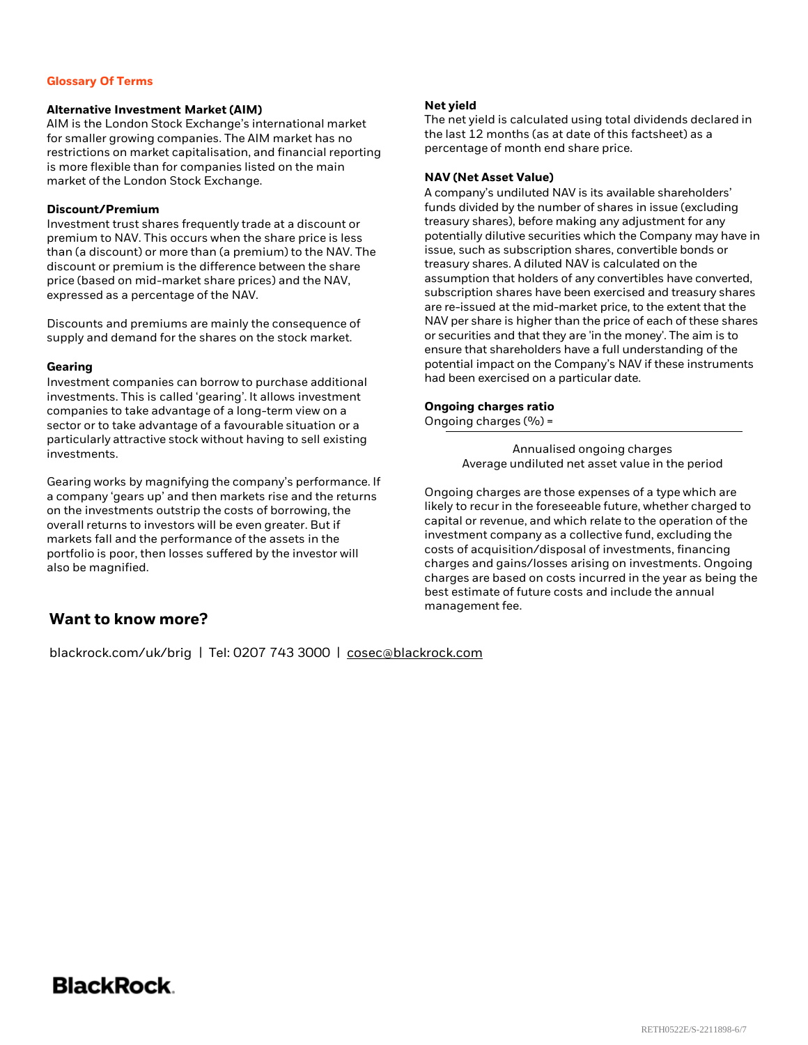## Glossary Of Terms

**Alternative Investment Market (AIM)**
AIM is the London Stock Exchange's international market for smaller growing companies. The AIM market has no restrictions on market capitalisation, and financial reporting is more flexible than for companies listed on the main market of the London Stock Exchange.

**Discount/Premium**
Investment trust shares frequently trade at a discount or premium to NAV. This occurs when the share price is less than (a discount) or more than (a premium) to the NAV. The discount or premium is the difference between the share price (based on mid-market share prices) and the NAV, expressed as a percentage of the NAV.

Discounts and premiums are mainly the consequence of supply and demand for the shares on the stock market.

**Gearing**
Investment companies can borrow to purchase additional investments. This is called 'gearing'. It allows investment companies to take advantage of a long-term view on a sector or to take advantage of a favourable situation or a particularly attractive stock without having to sell existing investments.

Gearing works by magnifying the company's performance. If a company 'gears up' and then markets rise and the returns on the investments outstrip the costs of borrowing, the overall returns to investors will be even greater. But if markets fall and the performance of the assets in the portfolio is poor, then losses suffered by the investor will also be magnified.

**Net yield**
The net yield is calculated using total dividends declared in the last 12 months (as at date of this factsheet) as a percentage of month end share price.

**NAV (Net Asset Value)**
A company's undiluted NAV is its available shareholders' funds divided by the number of shares in issue (excluding treasury shares), before making any adjustment for any potentially dilutive securities which the Company may have in issue, such as subscription shares, convertible bonds or treasury shares. A diluted NAV is calculated on the assumption that holders of any convertibles have converted, subscription shares have been exercised and treasury shares are re-issued at the mid-market price, to the extent that the NAV per share is higher than the price of each of these shares or securities and that they are 'in the money'. The aim is to ensure that shareholders have a full understanding of the potential impact on the Company's NAV if these instruments had been exercised on a particular date.

**Ongoing charges ratio**

$$\text{Ongoing charges (\%)} = \frac{\text{Annualised ongoing charges}}{\text{Average undiluted net asset value in the period}}$$

Ongoing charges are those expenses of a type which are likely to recur in the foreseeable future, whether charged to capital or revenue, and which relate to the operation of the investment company as a collective fund, excluding the costs of acquisition/disposal of investments, financing charges and gains/losses arising on investments. Ongoing charges are based on costs incurred in the year as being the best estimate of future costs and include the annual management fee.

## Want to know more?

blackrock.com/uk/brig | Tel: 0207 743 3000 | cosec@blackrock.com

BlackRock.

RETH0522E/S-2211898-6/7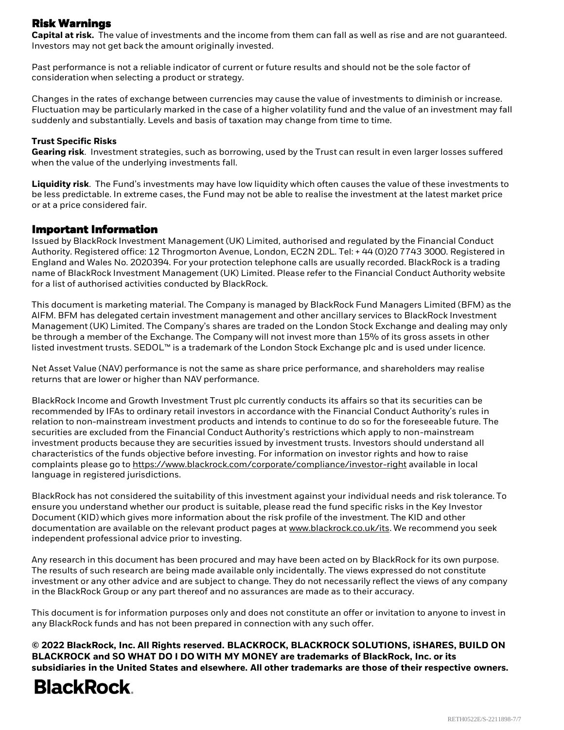## Risk Warnings

**Capital at risk.** The value of investments and the income from them can fall as well as rise and are not guaranteed. Investors may not get back the amount originally invested.

Past performance is not a reliable indicator of current or future results and should not be the sole factor of consideration when selecting a product or strategy.

Changes in the rates of exchange between currencies may cause the value of investments to diminish or increase. Fluctuation may be particularly marked in the case of a higher volatility fund and the value of an investment may fall suddenly and substantially. Levels and basis of taxation may change from time to time.

**Trust Specific Risks**

**Gearing risk**. Investment strategies, such as borrowing, used by the Trust can result in even larger losses suffered when the value of the underlying investments fall.

**Liquidity risk**. The Fund's investments may have low liquidity which often causes the value of these investments to be less predictable. In extreme cases, the Fund may not be able to realise the investment at the latest market price or at a price considered fair.

## Important Information

Issued by BlackRock Investment Management (UK) Limited, authorised and regulated by the Financial Conduct Authority. Registered office: 12 Throgmorton Avenue, London, EC2N 2DL. Tel: + 44 (0)20 7743 3000. Registered in England and Wales No. 2020394. For your protection telephone calls are usually recorded. BlackRock is a trading name of BlackRock Investment Management (UK) Limited. Please refer to the Financial Conduct Authority website for a list of authorised activities conducted by BlackRock.

This document is marketing material. The Company is managed by BlackRock Fund Managers Limited (BFM) as the AIFM. BFM has delegated certain investment management and other ancillary services to BlackRock Investment Management (UK) Limited. The Company's shares are traded on the London Stock Exchange and dealing may only be through a member of the Exchange. The Company will not invest more than 15% of its gross assets in other listed investment trusts. SEDOL™ is a trademark of the London Stock Exchange plc and is used under licence.

Net Asset Value (NAV) performance is not the same as share price performance, and shareholders may realise returns that are lower or higher than NAV performance.

BlackRock Income and Growth Investment Trust plc currently conducts its affairs so that its securities can be recommended by IFAs to ordinary retail investors in accordance with the Financial Conduct Authority's rules in relation to non-mainstream investment products and intends to continue to do so for the foreseeable future. The securities are excluded from the Financial Conduct Authority's restrictions which apply to non-mainstream investment products because they are securities issued by investment trusts. Investors should understand all characteristics of the funds objective before investing. For information on investor rights and how to raise complaints please go to https://www.blackrock.com/corporate/compliance/investor-right available in local language in registered jurisdictions.

BlackRock has not considered the suitability of this investment against your individual needs and risk tolerance. To ensure you understand whether our product is suitable, please read the fund specific risks in the Key Investor Document (KID) which gives more information about the risk profile of the investment. The KID and other documentation are available on the relevant product pages at www.blackrock.co.uk/its. We recommend you seek independent professional advice prior to investing.

Any research in this document has been procured and may have been acted on by BlackRock for its own purpose. The results of such research are being made available only incidentally. The views expressed do not constitute investment or any other advice and are subject to change. They do not necessarily reflect the views of any company in the BlackRock Group or any part thereof and no assurances are made as to their accuracy.

This document is for information purposes only and does not constitute an offer or invitation to anyone to invest in any BlackRock funds and has not been prepared in connection with any such offer.

**© 2022 BlackRock, Inc. All Rights reserved. BLACKROCK, BLACKROCK SOLUTIONS, iSHARES, BUILD ON BLACKROCK and SO WHAT DO I DO WITH MY MONEY are trademarks of BlackRock, Inc. or its subsidiaries in the United States and elsewhere. All other trademarks are those of their respective owners.**

**BlackRock.**

RETH0522E/S-2211898-7/7